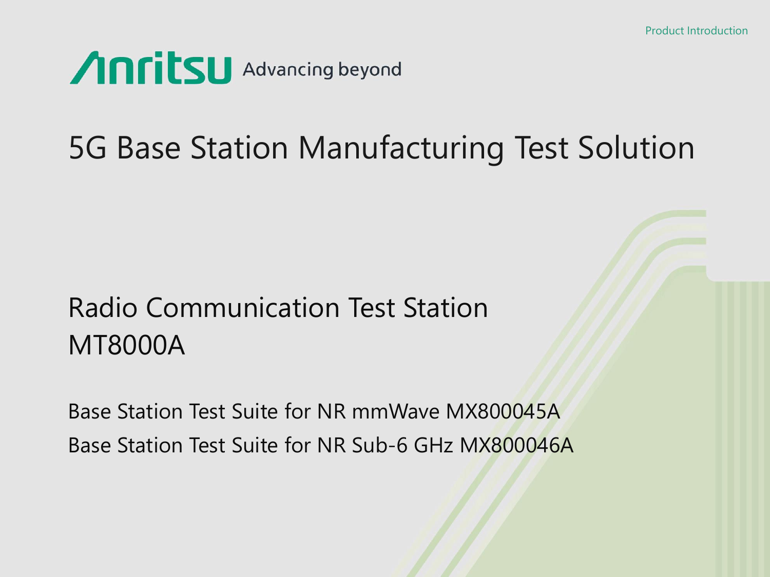Product Introduction

Anritsu Advancing beyond

# 5G Base Station Manufacturing Test Solution

## Radio Communication Test Station MT8000A

Base Station Test Suite for NR mmWave MX800045A

Base Station Test Suite for NR Sub-6 GHz MX800046A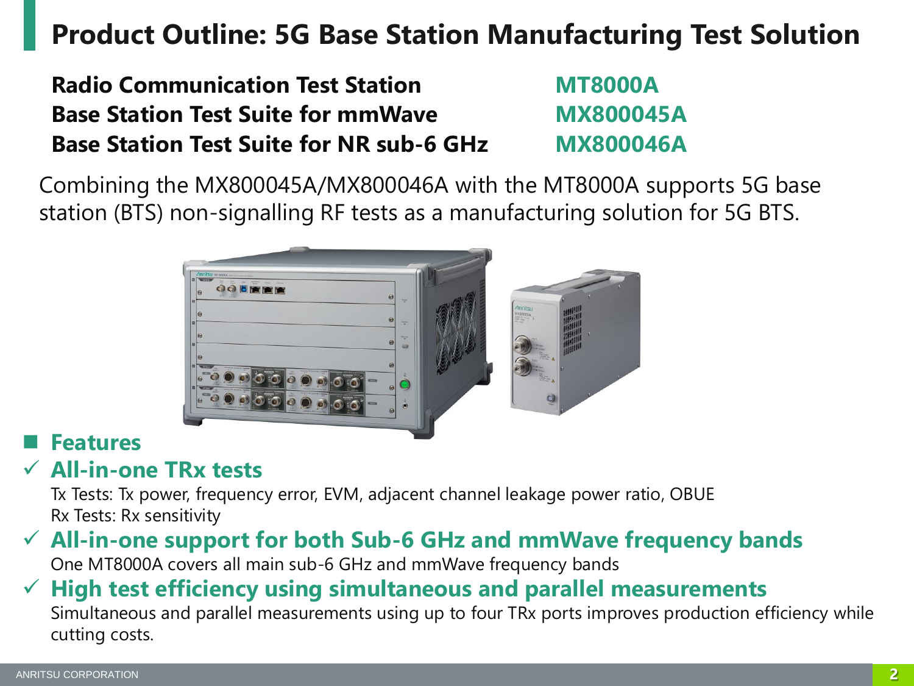# Product Outline: 5G Base Station Manufacturing Test Solution

| | |
|---|---|
| **Radio Communication Test Station** | **MT8000A** |
| **Base Station Test Suite for mmWave** | **MX800045A** |
| **Base Station Test Suite for NR sub-6 GHz** | **MX800046A** |

Combining the MX800045A/MX800046A with the MT8000A supports 5G base station (BTS) non-signalling RF tests as a manufacturing solution for 5G BTS.

## Features

✓ **All-in-one TRx tests**

Tx Tests: Tx power, frequency error, EVM, adjacent channel leakage power ratio, OBUE
Rx Tests: Rx sensitivity

✓ **All-in-one support for both Sub-6 GHz and mmWave frequency bands**

One MT8000A covers all main sub-6 GHz and mmWave frequency bands

✓ **High test efficiency using simultaneous and parallel measurements**

Simultaneous and parallel measurements using up to four TRx ports improves production efficiency while cutting costs.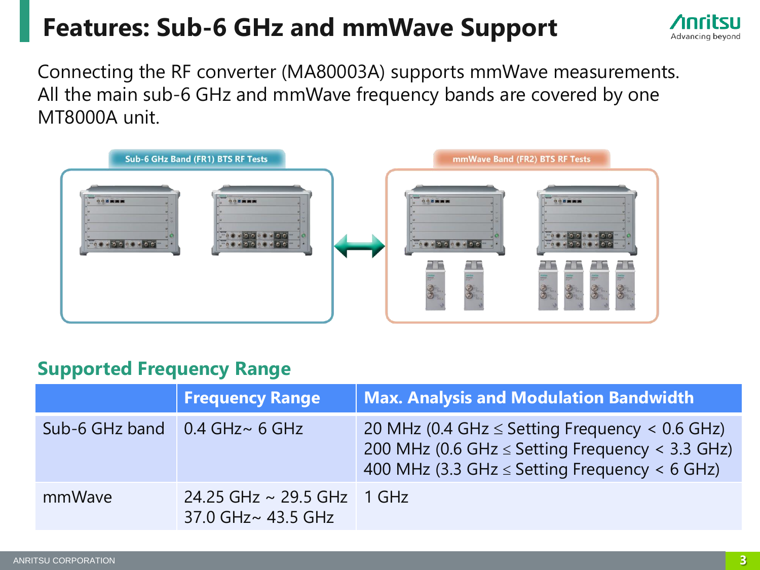# Features: Sub-6 GHz and mmWave Support

Connecting the RF converter (MA80003A) supports mmWave measurements. All the main sub-6 GHz and mmWave frequency bands are covered by one MT8000A unit.

Sub-6 GHz Band (FR1) BTS RF Tests

mmWave Band (FR2) BTS RF Tests

## Supported Frequency Range

| | Frequency Range | Max. Analysis and Modulation Bandwidth |
|---|---|---|
| Sub-6 GHz band | 0.4 GHz~ 6 GHz | 20 MHz (0.4 GHz ≤ Setting Frequency < 0.6 GHz)<br>200 MHz (0.6 GHz ≤ Setting Frequency < 3.3 GHz)<br>400 MHz (3.3 GHz ≤ Setting Frequency < 6 GHz) |
| mmWave | 24.25 GHz ~ 29.5 GHz<br>37.0 GHz~ 43.5 GHz | 1 GHz |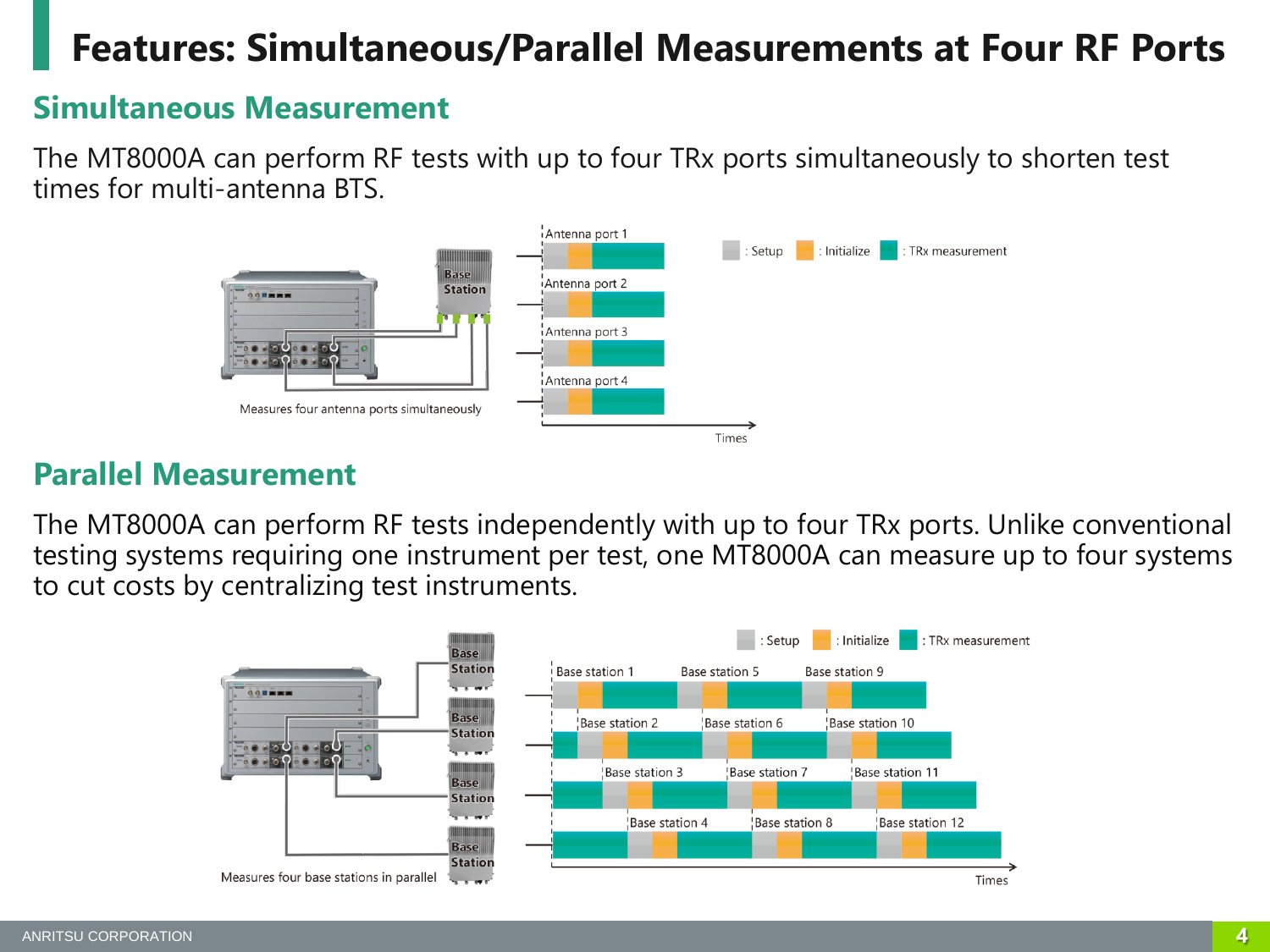# Features: Simultaneous/Parallel Measurements at Four RF Ports

## Simultaneous Measurement

The MT8000A can perform RF tests with up to four TRx ports simultaneously to shorten test times for multi-antenna BTS.

Measures four antenna ports simultaneously

## Parallel Measurement

The MT8000A can perform RF tests independently with up to four TRx ports. Unlike conventional testing systems requiring one instrument per test, one MT8000A can measure up to four systems to cut costs by centralizing test instruments.

Measures four base stations in parallel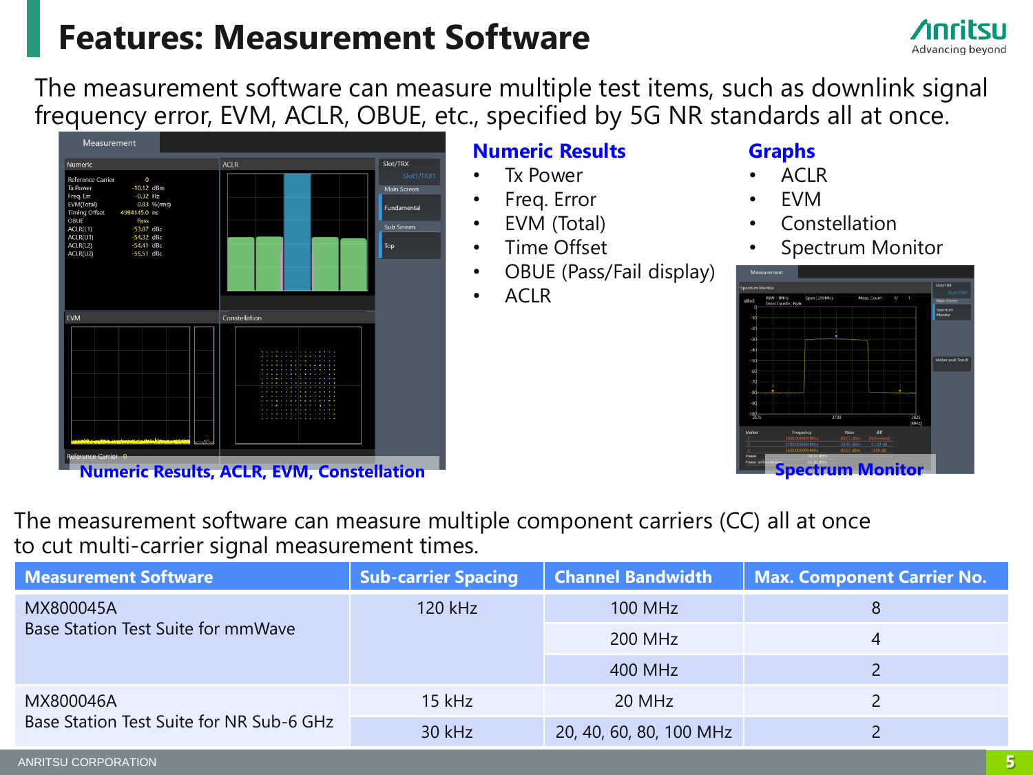# Features: Measurement Software

The measurement software can measure multiple test items, such as downlink signal frequency error, EVM, ACLR, OBUE, etc., specified by 5G NR standards all at once.

**Numeric Results, ACLR, EVM, Constellation**

### Numeric Results

- Tx Power
- Freq. Error
- EVM (Total)
- Time Offset
- OBUE (Pass/Fail display)
- ACLR

### Graphs

- ACLR
- EVM
- Constellation
- Spectrum Monitor

**Spectrum Monitor**

The measurement software can measure multiple component carriers (CC) all at once to cut multi-carrier signal measurement times.

| Measurement Software | Sub-carrier Spacing | Channel Bandwidth | Max. Component Carrier No. |
|---|---|---|---|
| MX800045A Base Station Test Suite for mmWave | 120 kHz | 100 MHz | 8 |
| | | 200 MHz | 4 |
| | | 400 MHz | 2 |
| MX800046A Base Station Test Suite for NR Sub-6 GHz | 15 kHz | 20 MHz | 2 |
| | 30 kHz | 20, 40, 60, 80, 100 MHz | 2 |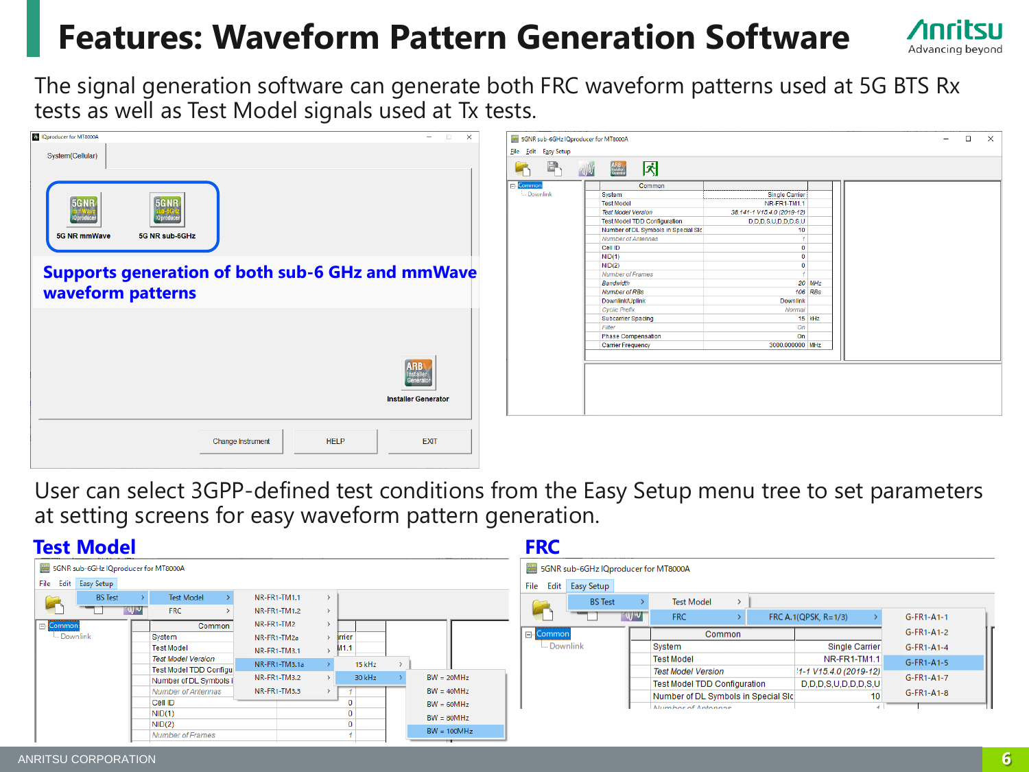# Features: Waveform Pattern Generation Software

The signal generation software can generate both FRC waveform patterns used at 5G BTS Rx tests as well as Test Model signals used at Tx tests.

**Supports generation of both sub-6 GHz and mmWave waveform patterns**

User can select 3GPP-defined test conditions from the Easy Setup menu tree to set parameters at setting screens for easy waveform pattern generation.

## Test Model

## FRC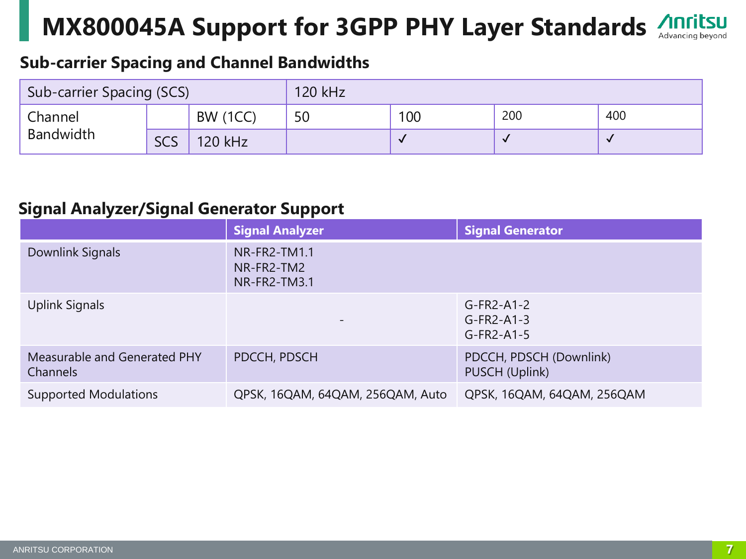# MX800045A Support for 3GPP PHY Layer Standards

## Sub-carrier Spacing and Channel Bandwidths

| Sub-carrier Spacing (SCS) | | | 120 kHz | | | |
|---|---|---|---|---|---|---|
| Channel Bandwidth | | BW (1CC) | 50 | 100 | 200 | 400 |
| | SCS | 120 kHz | | ✓ | ✓ | ✓ |

## Signal Analyzer/Signal Generator Support

| | Signal Analyzer | Signal Generator |
|---|---|---|
| Downlink Signals | NR-FR2-TM1.1<br>NR-FR2-TM2<br>NR-FR2-TM3.1 | |
| Uplink Signals | - | G-FR2-A1-2<br>G-FR2-A1-3<br>G-FR2-A1-5 |
| Measurable and Generated PHY Channels | PDCCH, PDSCH | PDCCH, PDSCH (Downlink)<br>PUSCH (Uplink) |
| Supported Modulations | QPSK, 16QAM, 64QAM, 256QAM, Auto | QPSK, 16QAM, 64QAM, 256QAM |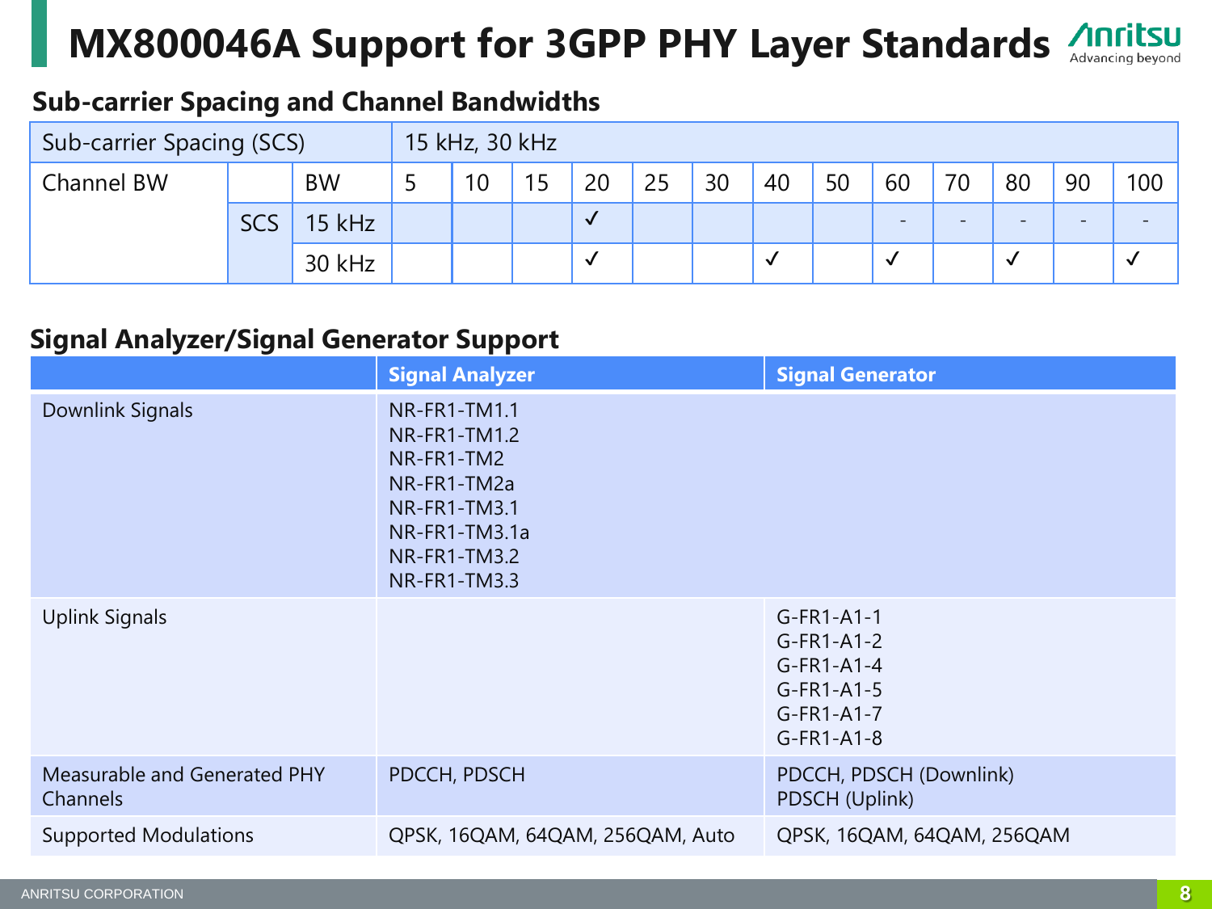# MX800046A Support for 3GPP PHY Layer Standards

## Sub-carrier Spacing and Channel Bandwidths

| Sub-carrier Spacing (SCS) | | | 15 kHz, 30 kHz | | | | | | | | | | | | |
|---|---|---|---|---|---|---|---|---|---|---|---|---|---|---|---|
| Channel BW | | BW | 5 | 10 | 15 | 20 | 25 | 30 | 40 | 50 | 60 | 70 | 80 | 90 | 100 |
| | SCS | 15 kHz | | | | ✓ | | | | | - | - | - | - | - |
| | | 30 kHz | | | | ✓ | | | ✓ | | ✓ | | ✓ | | ✓ |

## Signal Analyzer/Signal Generator Support

| | Signal Analyzer | Signal Generator |
|---|---|---|
| Downlink Signals | NR-FR1-TM1.1<br>NR-FR1-TM1.2<br>NR-FR1-TM2<br>NR-FR1-TM2a<br>NR-FR1-TM3.1<br>NR-FR1-TM3.1a<br>NR-FR1-TM3.2<br>NR-FR1-TM3.3 | |
| Uplink Signals | | G-FR1-A1-1<br>G-FR1-A1-2<br>G-FR1-A1-4<br>G-FR1-A1-5<br>G-FR1-A1-7<br>G-FR1-A1-8 |
| Measurable and Generated PHY Channels | PDCCH, PDSCH | PDCCH, PDSCH (Downlink)<br>PDSCH (Uplink) |
| Supported Modulations | QPSK, 16QAM, 64QAM, 256QAM, Auto | QPSK, 16QAM, 64QAM, 256QAM |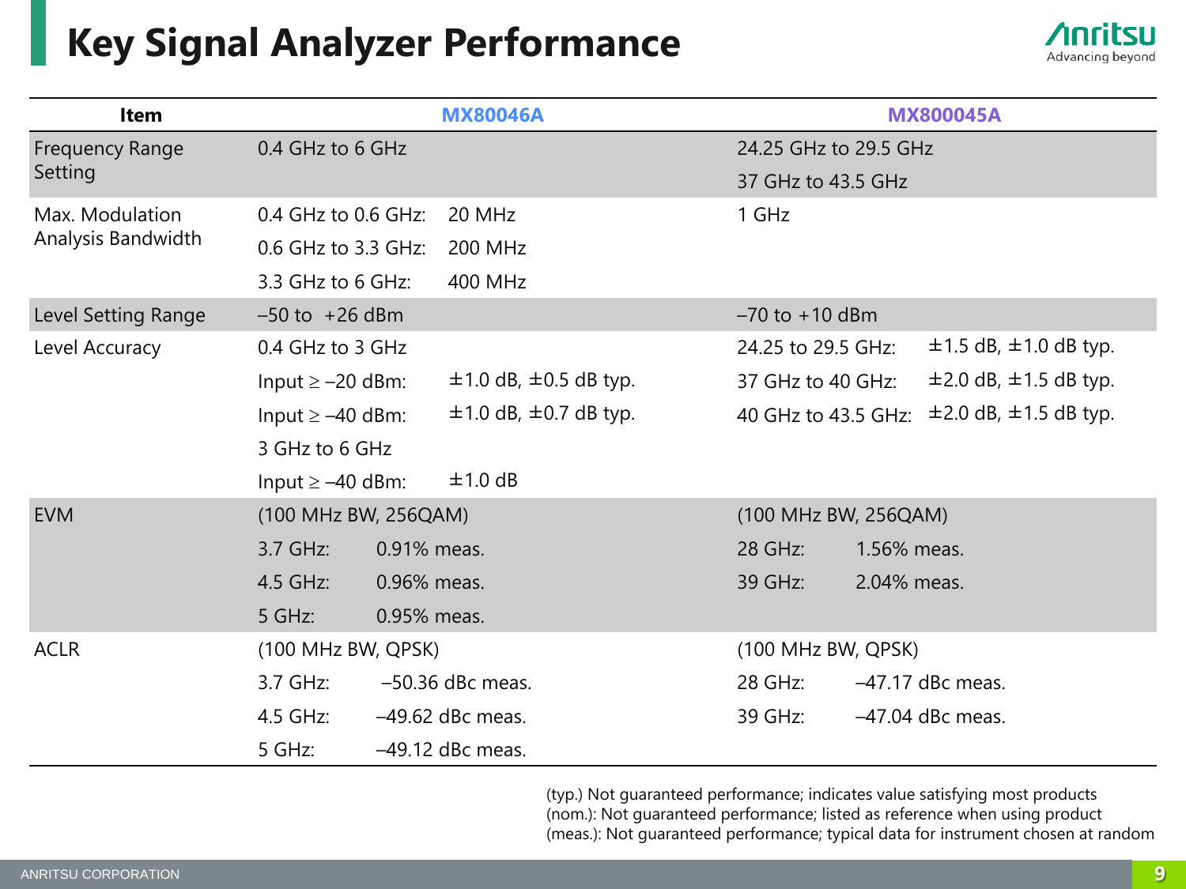# Key Signal Analyzer Performance

| Item | MX80046A | | MX800045A | |
|---|---|---|---|---|
| Frequency Range Setting | 0.4 GHz to 6 GHz | | 24.25 GHz to 29.5 GHz | |
| | | | 37 GHz to 43.5 GHz | |
| Max. Modulation Analysis Bandwidth | 0.4 GHz to 0.6 GHz: | 20 MHz | 1 GHz | |
| | 0.6 GHz to 3.3 GHz: | 200 MHz | | |
| | 3.3 GHz to 6 GHz: | 400 MHz | | |
| Level Setting Range | –50 to +26 dBm | | –70 to +10 dBm | |
| Level Accuracy | 0.4 GHz to 3 GHz | | 24.25 to 29.5 GHz: | ±1.5 dB, ±1.0 dB typ. |
| | Input ≥ –20 dBm: | ±1.0 dB, ±0.5 dB typ. | 37 GHz to 40 GHz: | ±2.0 dB, ±1.5 dB typ. |
| | Input ≥ –40 dBm: | ±1.0 dB, ±0.7 dB typ. | 40 GHz to 43.5 GHz: | ±2.0 dB, ±1.5 dB typ. |
| | 3 GHz to 6 GHz | | | |
| | Input ≥ –40 dBm: | ±1.0 dB | | |
| EVM | (100 MHz BW, 256QAM) | | (100 MHz BW, 256QAM) | |
| | 3.7 GHz: | 0.91% meas. | 28 GHz: | 1.56% meas. |
| | 4.5 GHz: | 0.96% meas. | 39 GHz: | 2.04% meas. |
| | 5 GHz: | 0.95% meas. | | |
| ACLR | (100 MHz BW, QPSK) | | (100 MHz BW, QPSK) | |
| | 3.7 GHz: | –50.36 dBc meas. | 28 GHz: | –47.17 dBc meas. |
| | 4.5 GHz: | –49.62 dBc meas. | 39 GHz: | –47.04 dBc meas. |
| | 5 GHz: | –49.12 dBc meas. | | |

(typ.) Not guaranteed performance; indicates value satisfying most products
(nom.): Not guaranteed performance; listed as reference when using product
(meas.): Not guaranteed performance; typical data for instrument chosen at random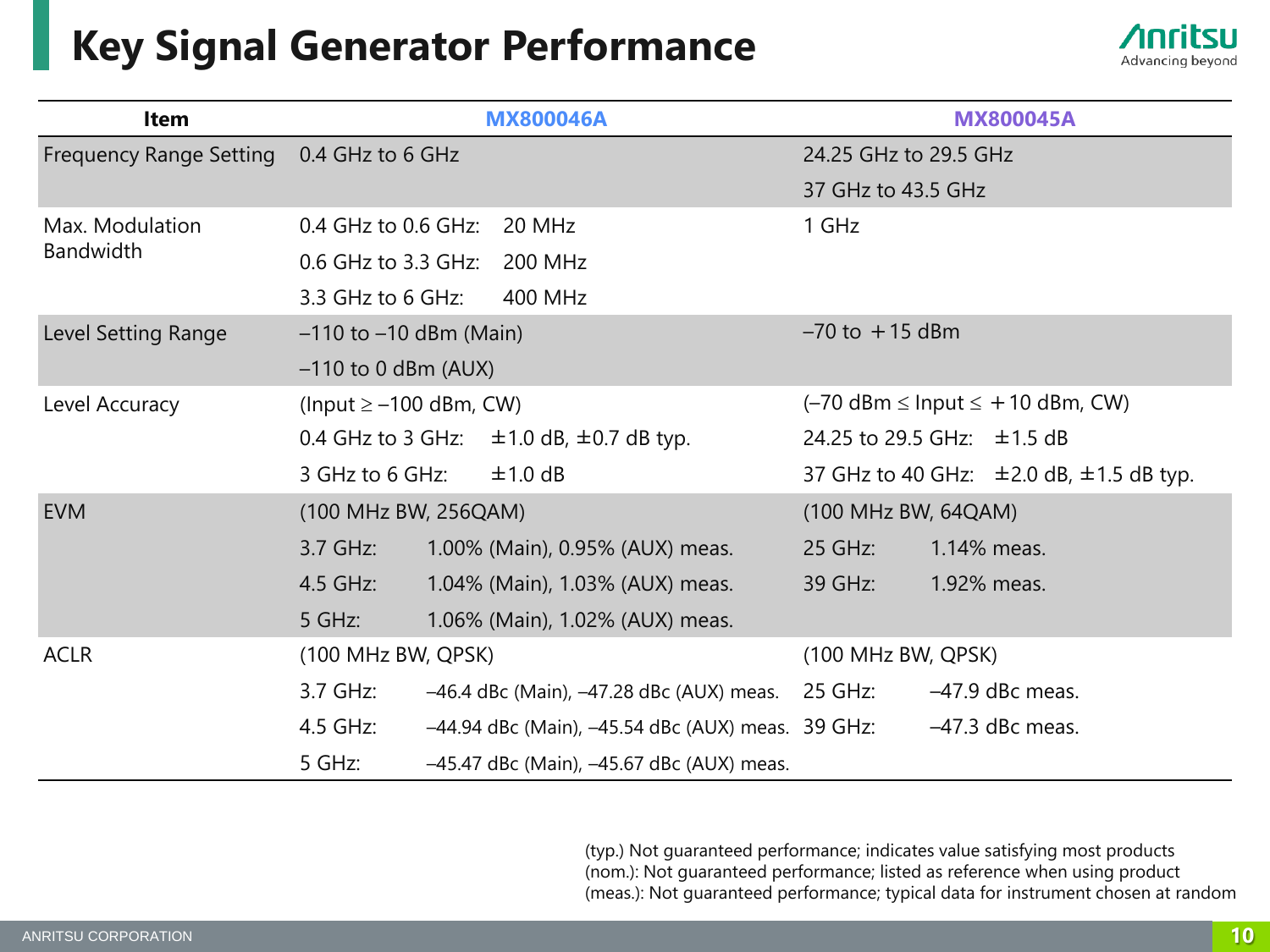# Key Signal Generator Performance

| Item | MX800046A | MX800045A |
|---|---|---|
| Frequency Range Setting | 0.4 GHz to 6 GHz | 24.25 GHz to 29.5 GHz<br>37 GHz to 43.5 GHz |
| Max. Modulation Bandwidth | 0.4 GHz to 0.6 GHz: 20 MHz<br>0.6 GHz to 3.3 GHz: 200 MHz<br>3.3 GHz to 6 GHz: 400 MHz | 1 GHz |
| Level Setting Range | –110 to –10 dBm (Main)<br>–110 to 0 dBm (AUX) | –70 to +15 dBm |
| Level Accuracy | (Input ≥ –100 dBm, CW)<br>0.4 GHz to 3 GHz: ±1.0 dB, ±0.7 dB typ.<br>3 GHz to 6 GHz: ±1.0 dB | (–70 dBm ≤ Input ≤ +10 dBm, CW)<br>24.25 to 29.5 GHz: ±1.5 dB<br>37 GHz to 40 GHz: ±2.0 dB, ±1.5 dB typ. |
| EVM | (100 MHz BW, 256QAM)<br>3.7 GHz: 1.00% (Main), 0.95% (AUX) meas.<br>4.5 GHz: 1.04% (Main), 1.03% (AUX) meas.<br>5 GHz: 1.06% (Main), 1.02% (AUX) meas. | (100 MHz BW, 64QAM)<br>25 GHz: 1.14% meas.<br>39 GHz: 1.92% meas. |
| ACLR | (100 MHz BW, QPSK)<br>3.7 GHz: –46.4 dBc (Main), –47.28 dBc (AUX) meas.<br>4.5 GHz: –44.94 dBc (Main), –45.54 dBc (AUX) meas.<br>5 GHz: –45.47 dBc (Main), –45.67 dBc (AUX) meas. | (100 MHz BW, QPSK)<br>25 GHz: –47.9 dBc meas.<br>39 GHz: –47.3 dBc meas. |

(typ.) Not guaranteed performance; indicates value satisfying most products
(nom.): Not guaranteed performance; listed as reference when using product
(meas.): Not guaranteed performance; typical data for instrument chosen at random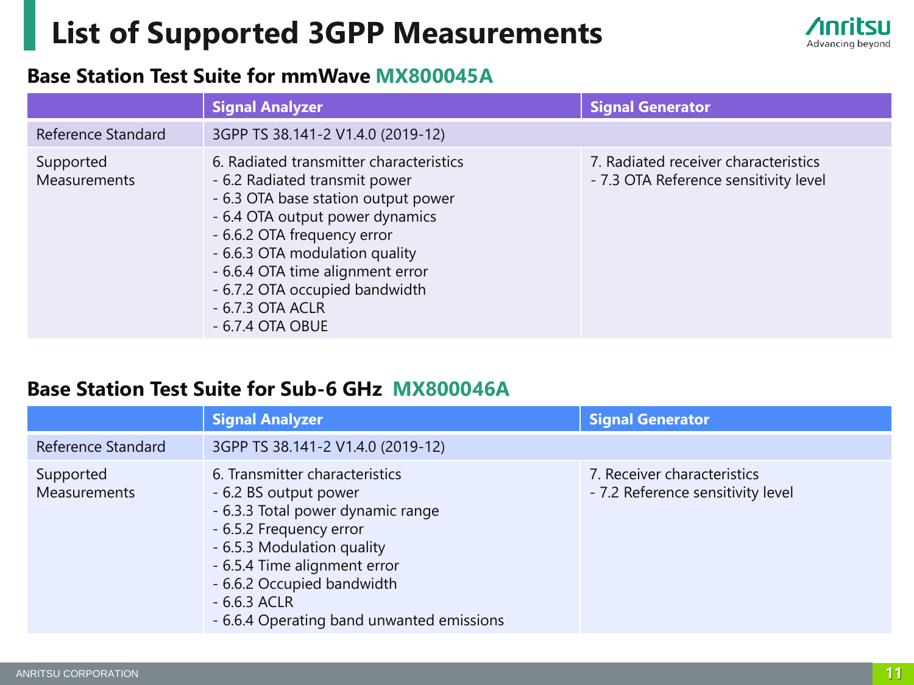# List of Supported 3GPP Measurements

## Base Station Test Suite for mmWave MX800045A

| | Signal Analyzer | Signal Generator |
|---|---|---|
| Reference Standard | 3GPP TS 38.141-2 V1.4.0 (2019-12) | |
| Supported Measurements | 6. Radiated transmitter characteristics<br>- 6.2 Radiated transmit power<br>- 6.3 OTA base station output power<br>- 6.4 OTA output power dynamics<br>- 6.6.2 OTA frequency error<br>- 6.6.3 OTA modulation quality<br>- 6.6.4 OTA time alignment error<br>- 6.7.2 OTA occupied bandwidth<br>- 6.7.3 OTA ACLR<br>- 6.7.4 OTA OBUE | 7. Radiated receiver characteristics<br>- 7.3 OTA Reference sensitivity level |

## Base Station Test Suite for Sub-6 GHz MX800046A

| | Signal Analyzer | Signal Generator |
|---|---|---|
| Reference Standard | 3GPP TS 38.141-2 V1.4.0 (2019-12) | |
| Supported Measurements | 6. Transmitter characteristics<br>- 6.2 BS output power<br>- 6.3.3 Total power dynamic range<br>- 6.5.2 Frequency error<br>- 6.5.3 Modulation quality<br>- 6.5.4 Time alignment error<br>- 6.6.2 Occupied bandwidth<br>- 6.6.3 ACLR<br>- 6.6.4 Operating band unwanted emissions | 7. Receiver characteristics<br>- 7.2 Reference sensitivity level |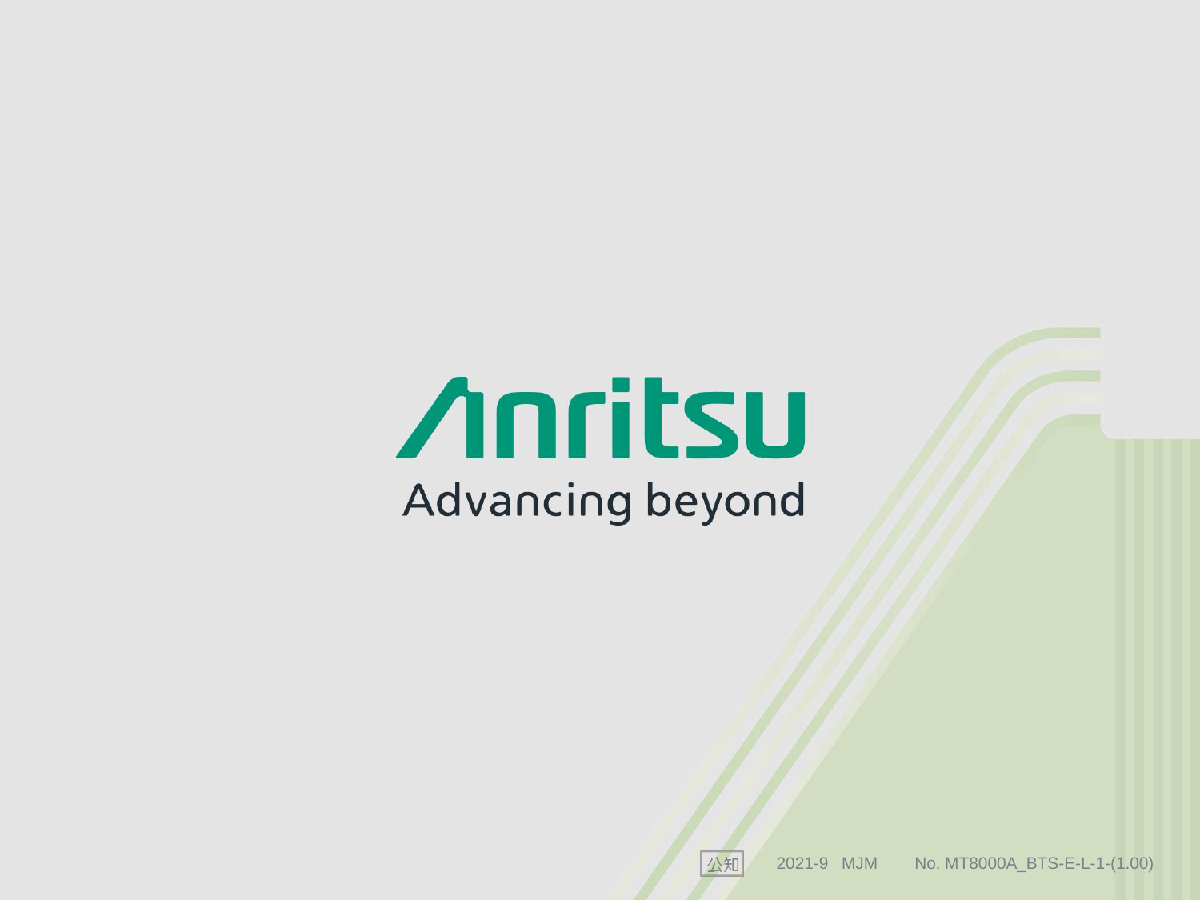Anritsu

Advancing beyond

公知 2021-9 MJM No. MT8000A_BTS-E-L-1-(1.00)